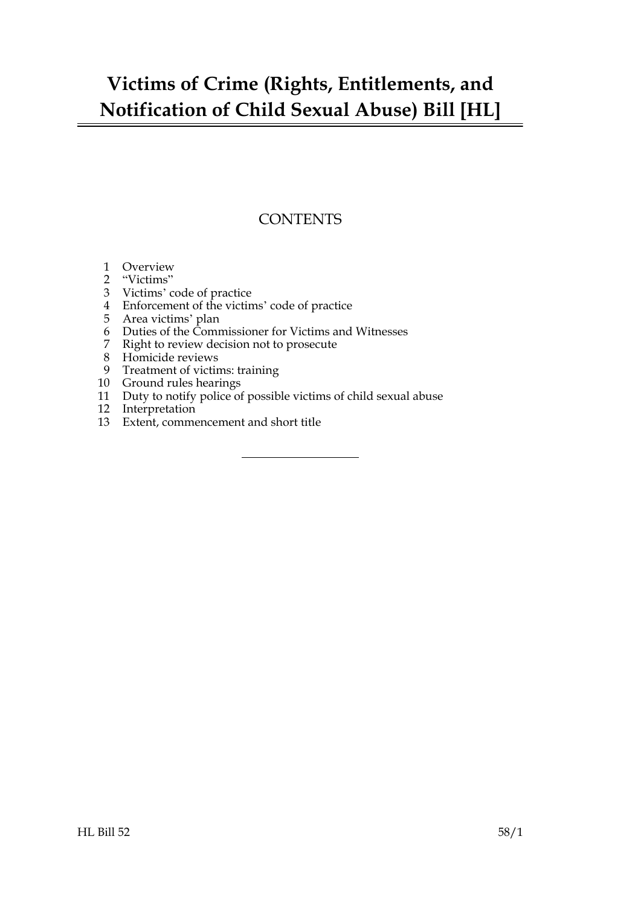# Victims of Crime (Rights, Entitlements, and Notification of Child Sexual Abuse) Bill [HL]

## CONTENTS

1 Overview
2 "Victims"
3 Victims' code of practice
4 Enforcement of the victims' code of practice
5 Area victims' plan
6 Duties of the Commissioner for Victims and Witnesses
7 Right to review decision not to prosecute
8 Homicide reviews
9 Treatment of victims: training
10 Ground rules hearings
11 Duty to notify police of possible victims of child sexual abuse
12 Interpretation
13 Extent, commencement and short title

---

HL Bill 52 58/1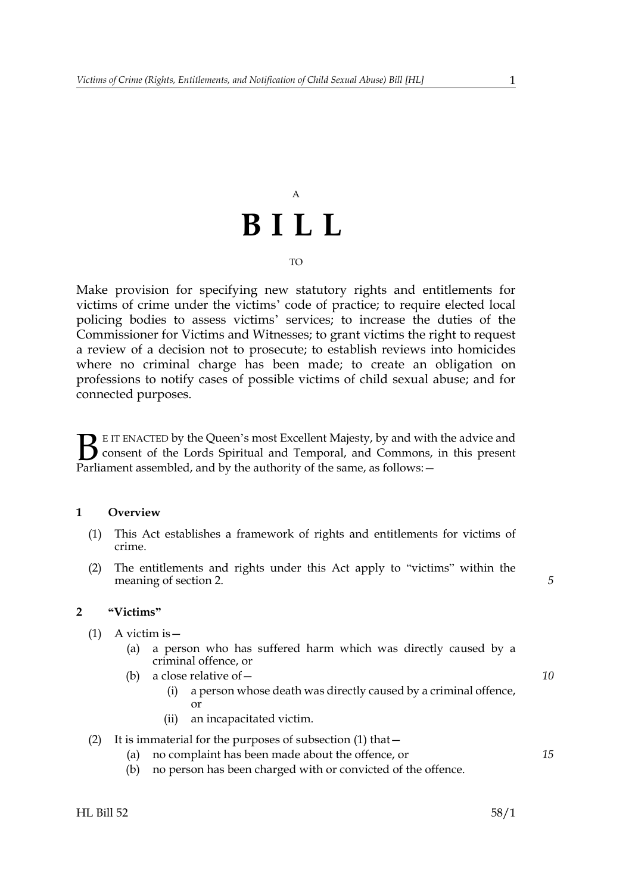A

# B I L L

TO

Make provision for specifying new statutory rights and entitlements for victims of crime under the victims' code of practice; to require elected local policing bodies to assess victims' services; to increase the duties of the Commissioner for Victims and Witnesses; to grant victims the right to request a review of a decision not to prosecute; to establish reviews into homicides where no criminal charge has been made; to create an obligation on professions to notify cases of possible victims of child sexual abuse; and for connected purposes.

BE IT ENACTED by the Queen's most Excellent Majesty, by and with the advice and consent of the Lords Spiritual and Temporal, and Commons, in this present Parliament assembled, and by the authority of the same, as follows:—

### 1 Overview

(1) This Act establishes a framework of rights and entitlements for victims of crime.

(2) The entitlements and rights under this Act apply to "victims" within the meaning of section 2.

### 2 "Victims"

(1) A victim is—

- (a) a person who has suffered harm which was directly caused by a criminal offence, or
- (b) a close relative of—
  - (i) a person whose death was directly caused by a criminal offence, or
  - (ii) an incapacitated victim.

(2) It is immaterial for the purposes of subsection (1) that—

- (a) no complaint has been made about the offence, or
- (b) no person has been charged with or convicted of the offence.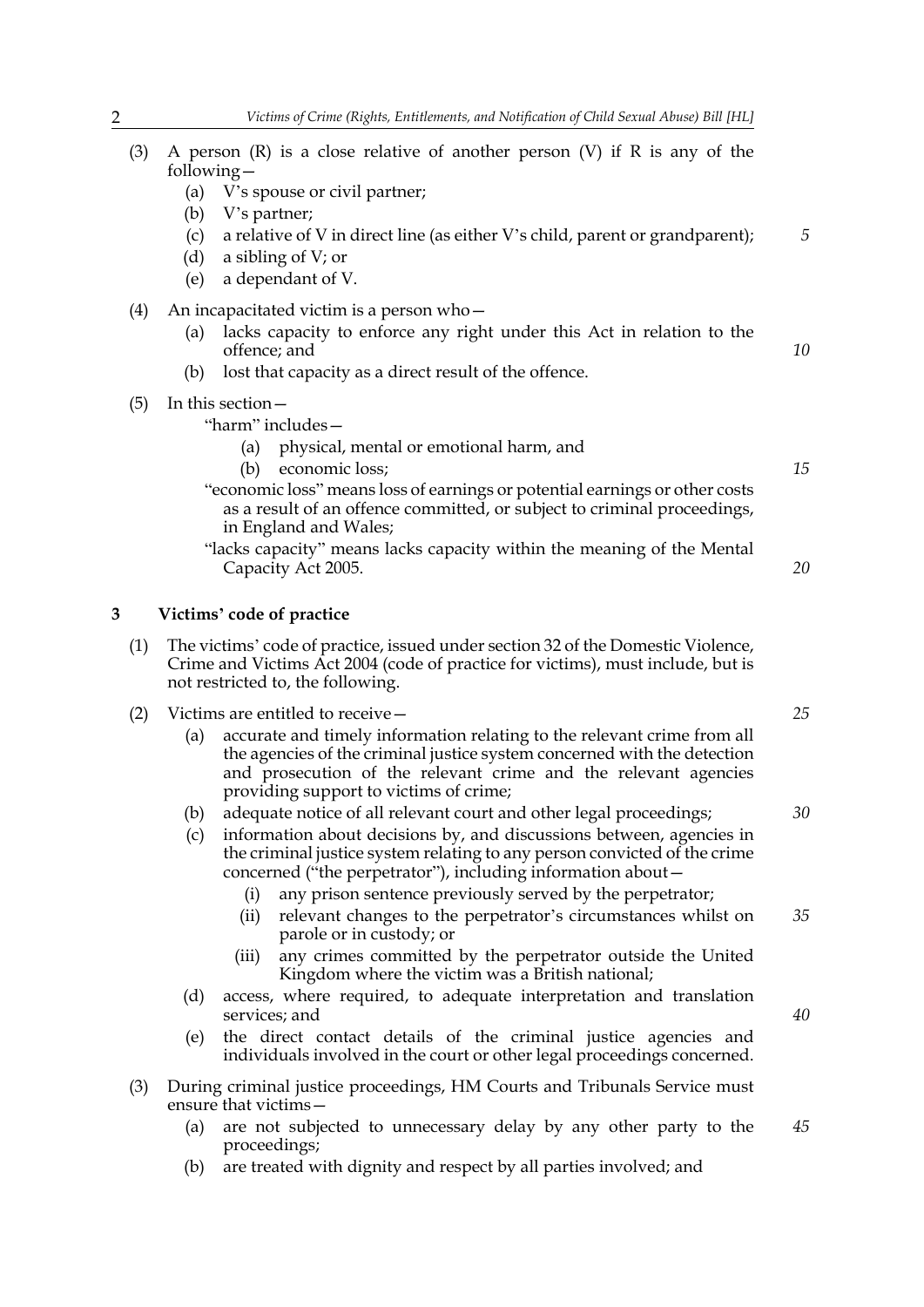(3) A person (R) is a close relative of another person (V) if R is any of the following—

  (a) V's spouse or civil partner;

  (b) V's partner;

  (c) a relative of V in direct line (as either V's child, parent or grandparent);

  (d) a sibling of V; or

  (e) a dependant of V.

(4) An incapacitated victim is a person who—

  (a) lacks capacity to enforce any right under this Act in relation to the offence; and

  (b) lost that capacity as a direct result of the offence.

(5) In this section—

"harm" includes—

  (a) physical, mental or emotional harm, and

  (b) economic loss;

"economic loss" means loss of earnings or potential earnings or other costs as a result of an offence committed, or subject to criminal proceedings, in England and Wales;

"lacks capacity" means lacks capacity within the meaning of the Mental Capacity Act 2005.

## 3 Victims' code of practice

(1) The victims' code of practice, issued under section 32 of the Domestic Violence, Crime and Victims Act 2004 (code of practice for victims), must include, but is not restricted to, the following.

(2) Victims are entitled to receive—

  (a) accurate and timely information relating to the relevant crime from all the agencies of the criminal justice system concerned with the detection and prosecution of the relevant crime and the relevant agencies providing support to victims of crime;

  (b) adequate notice of all relevant court and other legal proceedings;

  (c) information about decisions by, and discussions between, agencies in the criminal justice system relating to any person convicted of the crime concerned ("the perpetrator"), including information about—

    (i) any prison sentence previously served by the perpetrator;

    (ii) relevant changes to the perpetrator's circumstances whilst on parole or in custody; or

    (iii) any crimes committed by the perpetrator outside the United Kingdom where the victim was a British national;

  (d) access, where required, to adequate interpretation and translation services; and

  (e) the direct contact details of the criminal justice agencies and individuals involved in the court or other legal proceedings concerned.

(3) During criminal justice proceedings, HM Courts and Tribunals Service must ensure that victims—

  (a) are not subjected to unnecessary delay by any other party to the proceedings;

  (b) are treated with dignity and respect by all parties involved; and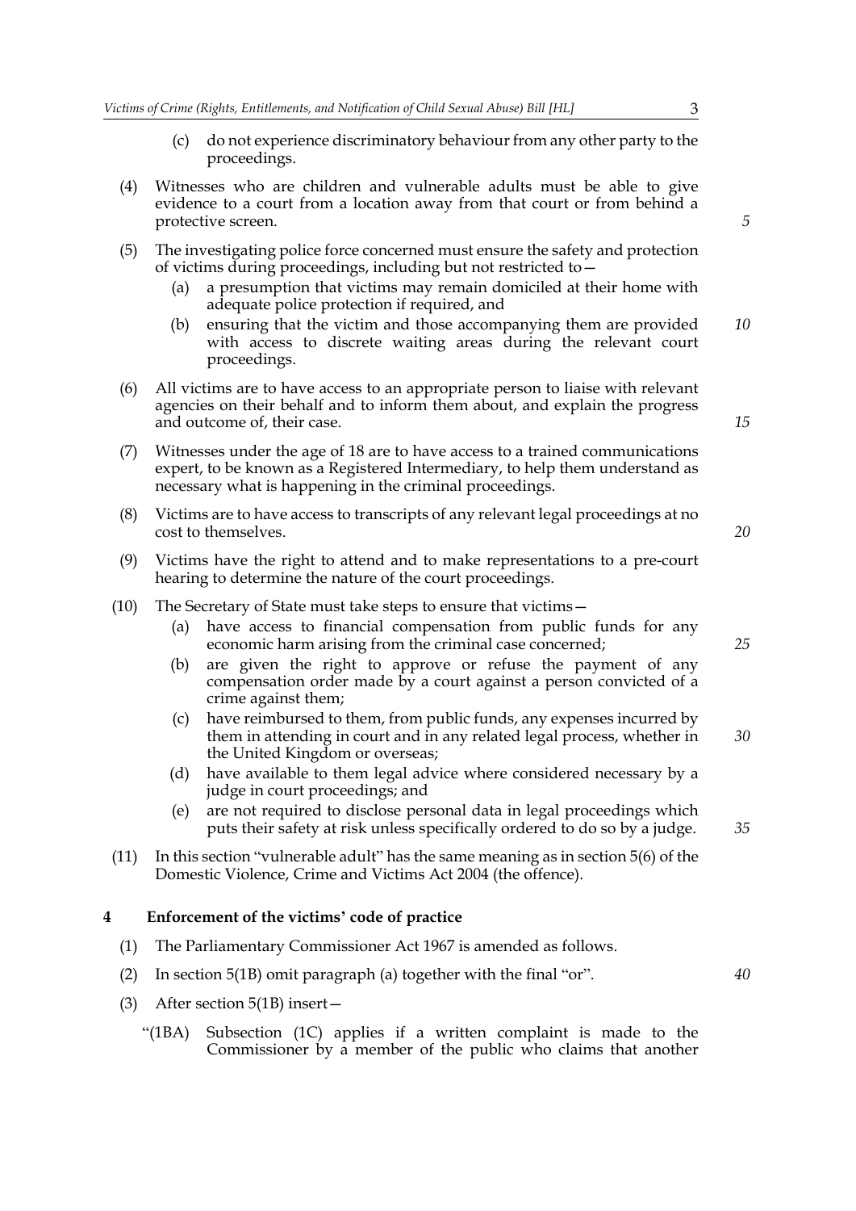(c) do not experience discriminatory behaviour from any other party to the proceedings.

(4) Witnesses who are children and vulnerable adults must be able to give evidence to a court from a location away from that court or from behind a protective screen.

(5) The investigating police force concerned must ensure the safety and protection of victims during proceedings, including but not restricted to—

(a) a presumption that victims may remain domiciled at their home with adequate police protection if required, and

(b) ensuring that the victim and those accompanying them are provided with access to discrete waiting areas during the relevant court proceedings.

(6) All victims are to have access to an appropriate person to liaise with relevant agencies on their behalf and to inform them about, and explain the progress and outcome of, their case.

(7) Witnesses under the age of 18 are to have access to a trained communications expert, to be known as a Registered Intermediary, to help them understand as necessary what is happening in the criminal proceedings.

(8) Victims are to have access to transcripts of any relevant legal proceedings at no cost to themselves.

(9) Victims have the right to attend and to make representations to a pre-court hearing to determine the nature of the court proceedings.

(10) The Secretary of State must take steps to ensure that victims—

(a) have access to financial compensation from public funds for any economic harm arising from the criminal case concerned;

(b) are given the right to approve or refuse the payment of any compensation order made by a court against a person convicted of a crime against them;

(c) have reimbursed to them, from public funds, any expenses incurred by them in attending in court and in any related legal process, whether in the United Kingdom or overseas;

(d) have available to them legal advice where considered necessary by a judge in court proceedings; and

(e) are not required to disclose personal data in legal proceedings which puts their safety at risk unless specifically ordered to do so by a judge.

(11) In this section "vulnerable adult" has the same meaning as in section 5(6) of the Domestic Violence, Crime and Victims Act 2004 (the offence).

## 4 Enforcement of the victims' code of practice

(1) The Parliamentary Commissioner Act 1967 is amended as follows.

(2) In section 5(1B) omit paragraph (a) together with the final "or".

(3) After section 5(1B) insert—

"(1BA) Subsection (1C) applies if a written complaint is made to the Commissioner by a member of the public who claims that another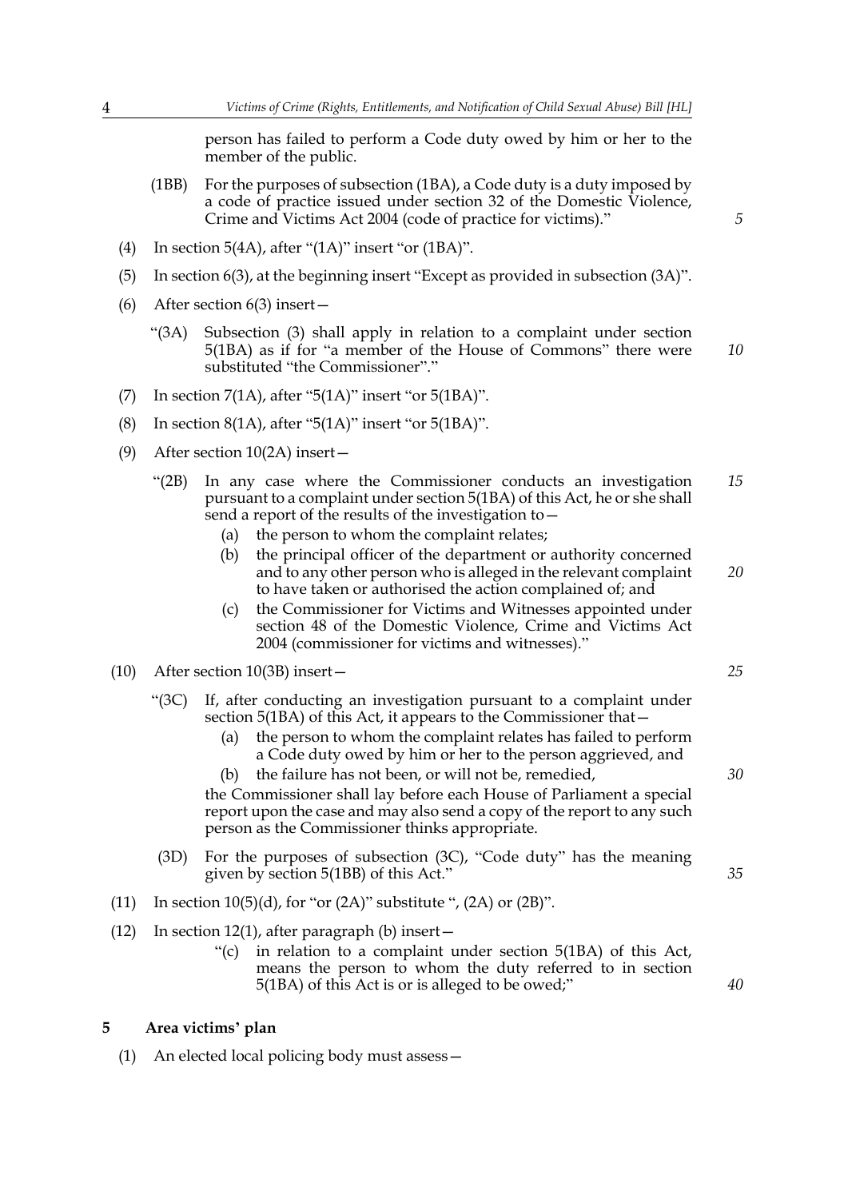person has failed to perform a Code duty owed by him or her to the member of the public.

(1BB) For the purposes of subsection (1BA), a Code duty is a duty imposed by a code of practice issued under section 32 of the Domestic Violence, Crime and Victims Act 2004 (code of practice for victims)."

(4) In section 5(4A), after "(1A)" insert "or (1BA)".

(5) In section 6(3), at the beginning insert "Except as provided in subsection (3A)".

(6) After section 6(3) insert—

"(3A) Subsection (3) shall apply in relation to a complaint under section 5(1BA) as if for "a member of the House of Commons" there were substituted "the Commissioner"."

(7) In section 7(1A), after "5(1A)" insert "or 5(1BA)".

(8) In section 8(1A), after "5(1A)" insert "or 5(1BA)".

(9) After section 10(2A) insert—

"(2B) In any case where the Commissioner conducts an investigation pursuant to a complaint under section 5(1BA) of this Act, he or she shall send a report of the results of the investigation to—

(a) the person to whom the complaint relates;

(b) the principal officer of the department or authority concerned and to any other person who is alleged in the relevant complaint to have taken or authorised the action complained of; and

(c) the Commissioner for Victims and Witnesses appointed under section 48 of the Domestic Violence, Crime and Victims Act 2004 (commissioner for victims and witnesses)."

(10) After section 10(3B) insert—

"(3C) If, after conducting an investigation pursuant to a complaint under section 5(1BA) of this Act, it appears to the Commissioner that—

(a) the person to whom the complaint relates has failed to perform a Code duty owed by him or her to the person aggrieved, and

(b) the failure has not been, or will not be, remedied,

the Commissioner shall lay before each House of Parliament a special report upon the case and may also send a copy of the report to any such person as the Commissioner thinks appropriate.

(3D) For the purposes of subsection (3C), "Code duty" has the meaning given by section 5(1BB) of this Act."

(11) In section 10(5)(d), for "or (2A)" substitute ", (2A) or (2B)".

(12) In section 12(1), after paragraph (b) insert—

"(c) in relation to a complaint under section 5(1BA) of this Act, means the person to whom the duty referred to in section 5(1BA) of this Act is or is alleged to be owed;"

## 5 Area victims' plan

(1) An elected local policing body must assess—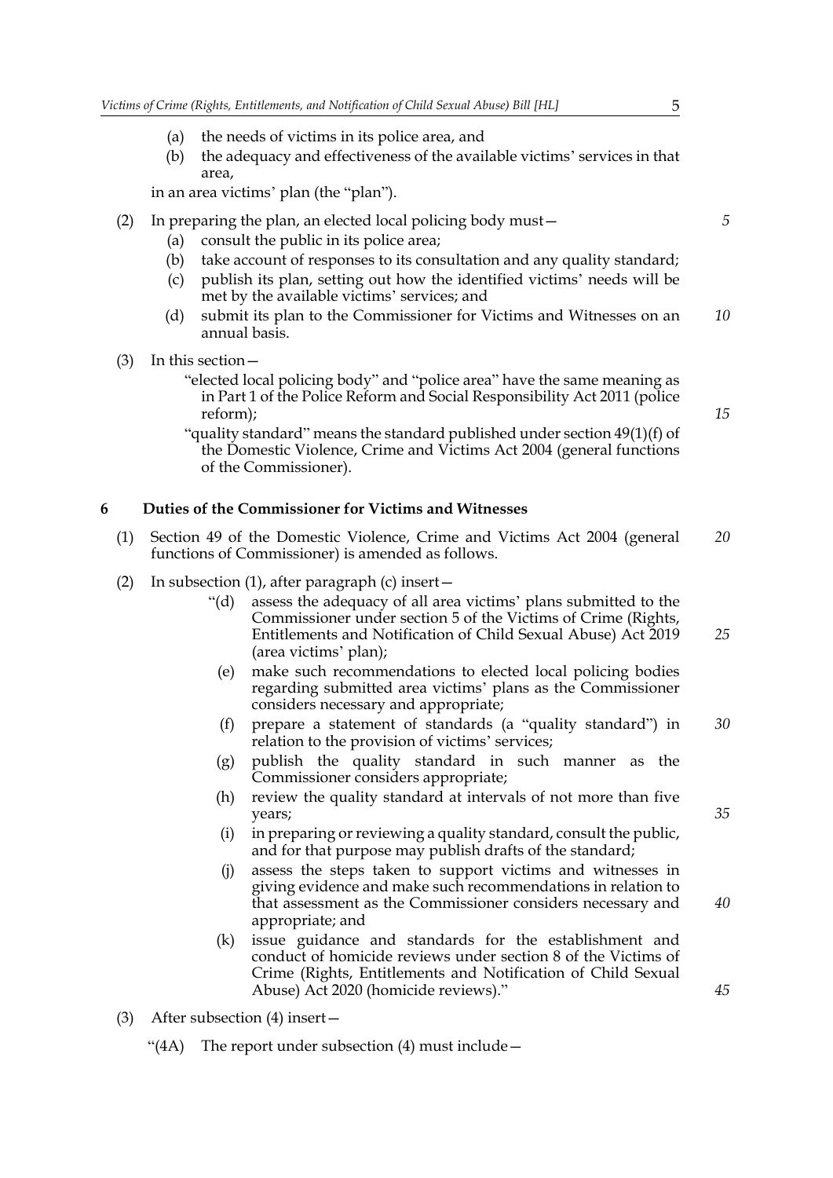(a) the needs of victims in its police area, and

(b) the adequacy and effectiveness of the available victims' services in that area,

in an area victims' plan (the "plan").

(2) In preparing the plan, an elected local policing body must—

(a) consult the public in its police area;

(b) take account of responses to its consultation and any quality standard;

(c) publish its plan, setting out how the identified victims' needs will be met by the available victims' services; and

(d) submit its plan to the Commissioner for Victims and Witnesses on an annual basis.

(3) In this section—

"elected local policing body" and "police area" have the same meaning as in Part 1 of the Police Reform and Social Responsibility Act 2011 (police reform);

"quality standard" means the standard published under section 49(1)(f) of the Domestic Violence, Crime and Victims Act 2004 (general functions of the Commissioner).

## 6 Duties of the Commissioner for Victims and Witnesses

(1) Section 49 of the Domestic Violence, Crime and Victims Act 2004 (general functions of Commissioner) is amended as follows.

(2) In subsection (1), after paragraph (c) insert—

"(d) assess the adequacy of all area victims' plans submitted to the Commissioner under section 5 of the Victims of Crime (Rights, Entitlements and Notification of Child Sexual Abuse) Act 2019 (area victims' plan);

(e) make such recommendations to elected local policing bodies regarding submitted area victims' plans as the Commissioner considers necessary and appropriate;

(f) prepare a statement of standards (a "quality standard") in relation to the provision of victims' services;

(g) publish the quality standard in such manner as the Commissioner considers appropriate;

(h) review the quality standard at intervals of not more than five years;

(i) in preparing or reviewing a quality standard, consult the public, and for that purpose may publish drafts of the standard;

(j) assess the steps taken to support victims and witnesses in giving evidence and make such recommendations in relation to that assessment as the Commissioner considers necessary and appropriate; and

(k) issue guidance and standards for the establishment and conduct of homicide reviews under section 8 of the Victims of Crime (Rights, Entitlements and Notification of Child Sexual Abuse) Act 2020 (homicide reviews)."

(3) After subsection (4) insert—

"(4A) The report under subsection (4) must include—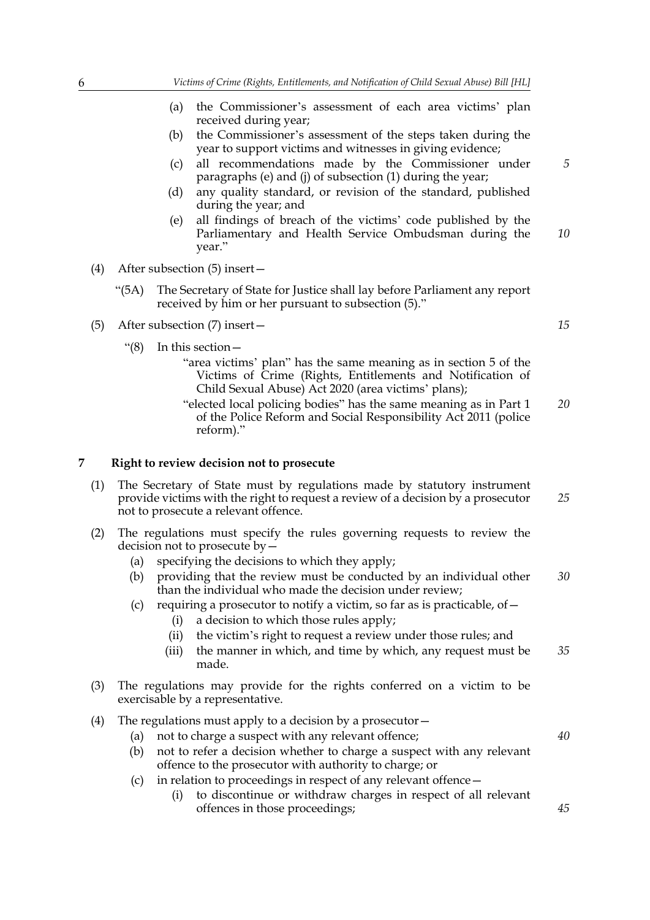(a) the Commissioner's assessment of each area victims' plan received during year;

(b) the Commissioner's assessment of the steps taken during the year to support victims and witnesses in giving evidence;

(c) all recommendations made by the Commissioner under paragraphs (e) and (j) of subsection (1) during the year;

(d) any quality standard, or revision of the standard, published during the year; and

(e) all findings of breach of the victims' code published by the Parliamentary and Health Service Ombudsman during the year."

(4) After subsection (5) insert—

"(5A) The Secretary of State for Justice shall lay before Parliament any report received by him or her pursuant to subsection (5)."

(5) After subsection (7) insert—

"(8) In this section—

"area victims' plan" has the same meaning as in section 5 of the Victims of Crime (Rights, Entitlements and Notification of Child Sexual Abuse) Act 2020 (area victims' plans);

"elected local policing bodies" has the same meaning as in Part 1 of the Police Reform and Social Responsibility Act 2011 (police reform)."

## 7 Right to review decision not to prosecute

(1) The Secretary of State must by regulations made by statutory instrument provide victims with the right to request a review of a decision by a prosecutor not to prosecute a relevant offence.

(2) The regulations must specify the rules governing requests to review the decision not to prosecute by—

(a) specifying the decisions to which they apply;

(b) providing that the review must be conducted by an individual other than the individual who made the decision under review;

(c) requiring a prosecutor to notify a victim, so far as is practicable, of—

(i) a decision to which those rules apply;

(ii) the victim's right to request a review under those rules; and

(iii) the manner in which, and time by which, any request must be made.

(3) The regulations may provide for the rights conferred on a victim to be exercisable by a representative.

(4) The regulations must apply to a decision by a prosecutor—

(a) not to charge a suspect with any relevant offence;

(b) not to refer a decision whether to charge a suspect with any relevant offence to the prosecutor with authority to charge; or

(c) in relation to proceedings in respect of any relevant offence—

(i) to discontinue or withdraw charges in respect of all relevant offences in those proceedings;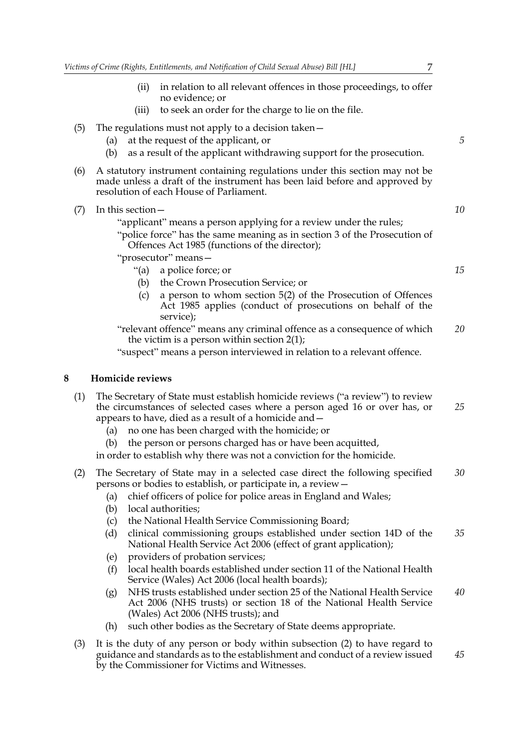(ii) in relation to all relevant offences in those proceedings, to offer no evidence; or

(iii) to seek an order for the charge to lie on the file.

(5) The regulations must not apply to a decision taken—

(a) at the request of the applicant, or

(b) as a result of the applicant withdrawing support for the prosecution.

(6) A statutory instrument containing regulations under this section may not be made unless a draft of the instrument has been laid before and approved by resolution of each House of Parliament.

(7) In this section—

"applicant" means a person applying for a review under the rules;

"police force" has the same meaning as in section 3 of the Prosecution of Offences Act 1985 (functions of the director);

"prosecutor" means—

"(a) a police force; or

(b) the Crown Prosecution Service; or

(c) a person to whom section 5(2) of the Prosecution of Offences Act 1985 applies (conduct of prosecutions on behalf of the service);

"relevant offence" means any criminal offence as a consequence of which the victim is a person within section 2(1);

"suspect" means a person interviewed in relation to a relevant offence.

## 8 Homicide reviews

(1) The Secretary of State must establish homicide reviews ("a review") to review the circumstances of selected cases where a person aged 16 or over has, or appears to have, died as a result of a homicide and—

(a) no one has been charged with the homicide; or

(b) the person or persons charged has or have been acquitted,

in order to establish why there was not a conviction for the homicide.

(2) The Secretary of State may in a selected case direct the following specified persons or bodies to establish, or participate in, a review—

(a) chief officers of police for police areas in England and Wales;

(b) local authorities;

(c) the National Health Service Commissioning Board;

(d) clinical commissioning groups established under section 14D of the National Health Service Act 2006 (effect of grant application);

(e) providers of probation services;

(f) local health boards established under section 11 of the National Health Service (Wales) Act 2006 (local health boards);

(g) NHS trusts established under section 25 of the National Health Service Act 2006 (NHS trusts) or section 18 of the National Health Service (Wales) Act 2006 (NHS trusts); and

(h) such other bodies as the Secretary of State deems appropriate.

(3) It is the duty of any person or body within subsection (2) to have regard to guidance and standards as to the establishment and conduct of a review issued by the Commissioner for Victims and Witnesses.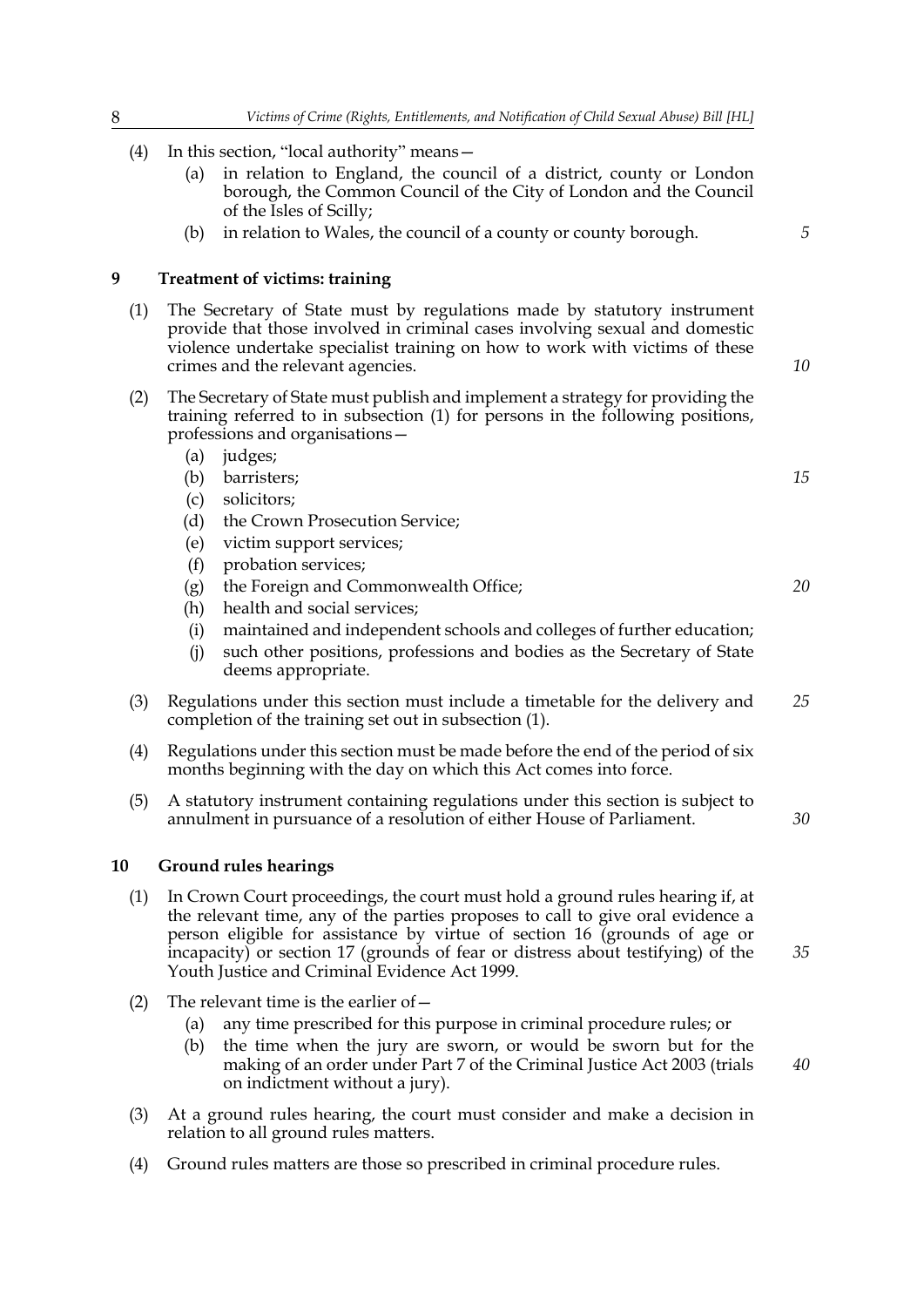(4) In this section, "local authority" means—

(a) in relation to England, the council of a district, county or London borough, the Common Council of the City of London and the Council of the Isles of Scilly;

(b) in relation to Wales, the council of a county or county borough.

## 9 Treatment of victims: training

(1) The Secretary of State must by regulations made by statutory instrument provide that those involved in criminal cases involving sexual and domestic violence undertake specialist training on how to work with victims of these crimes and the relevant agencies.

(2) The Secretary of State must publish and implement a strategy for providing the training referred to in subsection (1) for persons in the following positions, professions and organisations—

(a) judges;

(b) barristers;

(c) solicitors;

(d) the Crown Prosecution Service;

(e) victim support services;

(f) probation services;

(g) the Foreign and Commonwealth Office;

(h) health and social services;

(i) maintained and independent schools and colleges of further education;

(j) such other positions, professions and bodies as the Secretary of State deems appropriate.

(3) Regulations under this section must include a timetable for the delivery and completion of the training set out in subsection (1).

(4) Regulations under this section must be made before the end of the period of six months beginning with the day on which this Act comes into force.

(5) A statutory instrument containing regulations under this section is subject to annulment in pursuance of a resolution of either House of Parliament.

## 10 Ground rules hearings

(1) In Crown Court proceedings, the court must hold a ground rules hearing if, at the relevant time, any of the parties proposes to call to give oral evidence a person eligible for assistance by virtue of section 16 (grounds of age or incapacity) or section 17 (grounds of fear or distress about testifying) of the Youth Justice and Criminal Evidence Act 1999.

(2) The relevant time is the earlier of—

(a) any time prescribed for this purpose in criminal procedure rules; or

(b) the time when the jury are sworn, or would be sworn but for the making of an order under Part 7 of the Criminal Justice Act 2003 (trials on indictment without a jury).

(3) At a ground rules hearing, the court must consider and make a decision in relation to all ground rules matters.

(4) Ground rules matters are those so prescribed in criminal procedure rules.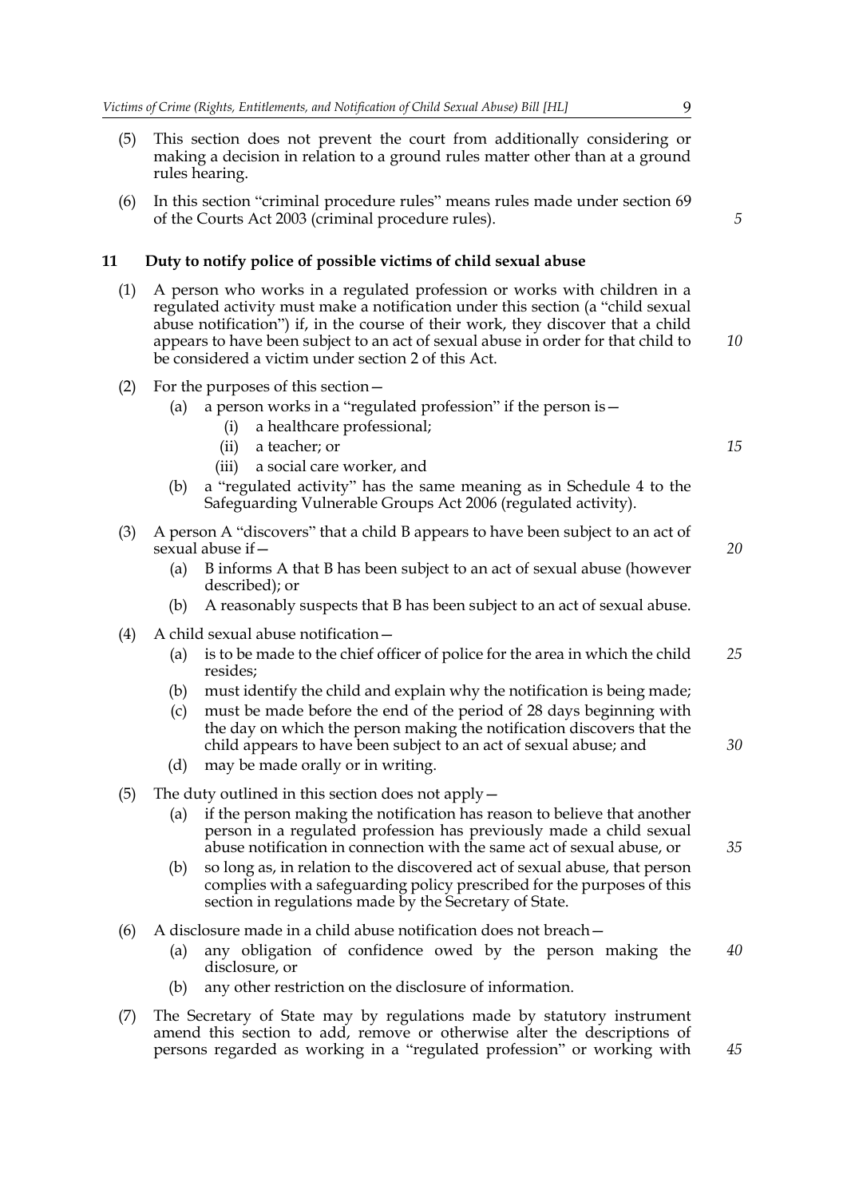(5) This section does not prevent the court from additionally considering or making a decision in relation to a ground rules matter other than at a ground rules hearing.

(6) In this section "criminal procedure rules" means rules made under section 69 of the Courts Act 2003 (criminal procedure rules).

## 11 Duty to notify police of possible victims of child sexual abuse

(1) A person who works in a regulated profession or works with children in a regulated activity must make a notification under this section (a "child sexual abuse notification") if, in the course of their work, they discover that a child appears to have been subject to an act of sexual abuse in order for that child to be considered a victim under section 2 of this Act.

(2) For the purposes of this section—

- (a) a person works in a "regulated profession" if the person is—
  - (i) a healthcare professional;
  - (ii) a teacher; or
  - (iii) a social care worker, and
- (b) a "regulated activity" has the same meaning as in Schedule 4 to the Safeguarding Vulnerable Groups Act 2006 (regulated activity).

(3) A person A "discovers" that a child B appears to have been subject to an act of sexual abuse if—

- (a) B informs A that B has been subject to an act of sexual abuse (however described); or
- (b) A reasonably suspects that B has been subject to an act of sexual abuse.

(4) A child sexual abuse notification—

- (a) is to be made to the chief officer of police for the area in which the child resides;
- (b) must identify the child and explain why the notification is being made;
- (c) must be made before the end of the period of 28 days beginning with the day on which the person making the notification discovers that the child appears to have been subject to an act of sexual abuse; and
- (d) may be made orally or in writing.

(5) The duty outlined in this section does not apply—

- (a) if the person making the notification has reason to believe that another person in a regulated profession has previously made a child sexual abuse notification in connection with the same act of sexual abuse, or
- (b) so long as, in relation to the discovered act of sexual abuse, that person complies with a safeguarding policy prescribed for the purposes of this section in regulations made by the Secretary of State.

(6) A disclosure made in a child abuse notification does not breach—

- (a) any obligation of confidence owed by the person making the disclosure, or
- (b) any other restriction on the disclosure of information.

(7) The Secretary of State may by regulations made by statutory instrument amend this section to add, remove or otherwise alter the descriptions of persons regarded as working in a "regulated profession" or working with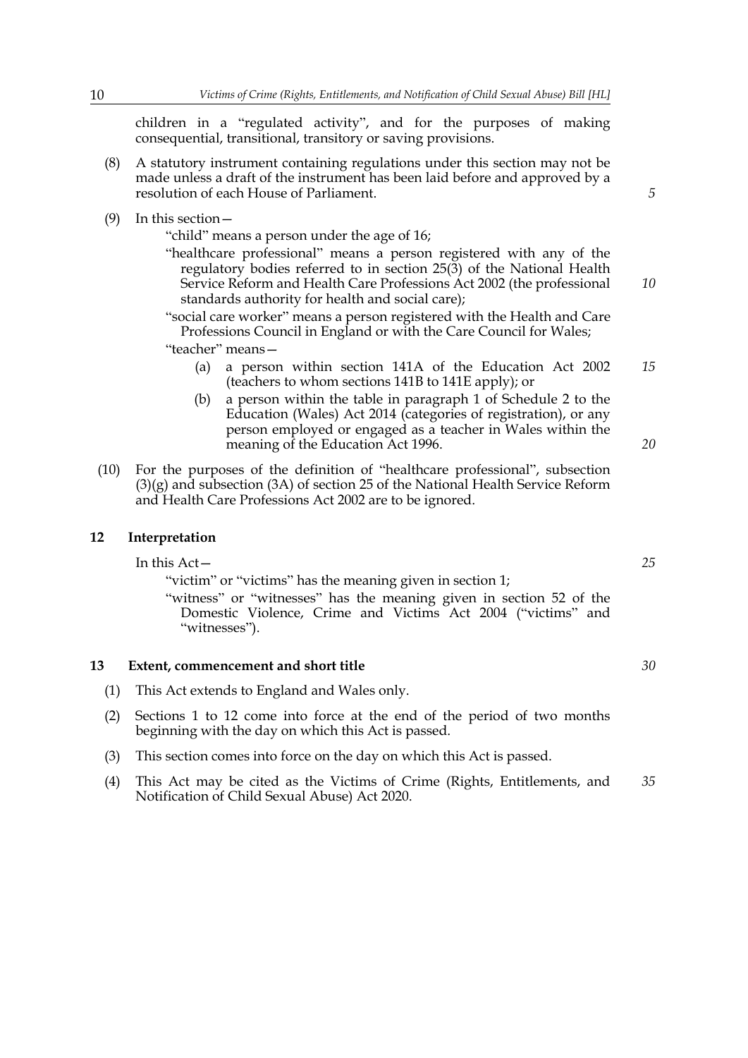children in a "regulated activity", and for the purposes of making consequential, transitional, transitory or saving provisions.

(8) A statutory instrument containing regulations under this section may not be made unless a draft of the instrument has been laid before and approved by a resolution of each House of Parliament.

(9) In this section—

"child" means a person under the age of 16;

"healthcare professional" means a person registered with any of the regulatory bodies referred to in section 25(3) of the National Health Service Reform and Health Care Professions Act 2002 (the professional standards authority for health and social care);

"social care worker" means a person registered with the Health and Care Professions Council in England or with the Care Council for Wales;

"teacher" means—

(a) a person within section 141A of the Education Act 2002 (teachers to whom sections 141B to 141E apply); or

(b) a person within the table in paragraph 1 of Schedule 2 to the Education (Wales) Act 2014 (categories of registration), or any person employed or engaged as a teacher in Wales within the meaning of the Education Act 1996.

(10) For the purposes of the definition of "healthcare professional", subsection (3)(g) and subsection (3A) of section 25 of the National Health Service Reform and Health Care Professions Act 2002 are to be ignored.

## 12 Interpretation

In this Act—

"victim" or "victims" has the meaning given in section 1;

"witness" or "witnesses" has the meaning given in section 52 of the Domestic Violence, Crime and Victims Act 2004 ("victims" and "witnesses").

## 13 Extent, commencement and short title

(1) This Act extends to England and Wales only.

(2) Sections 1 to 12 come into force at the end of the period of two months beginning with the day on which this Act is passed.

(3) This section comes into force on the day on which this Act is passed.

(4) This Act may be cited as the Victims of Crime (Rights, Entitlements, and Notification of Child Sexual Abuse) Act 2020.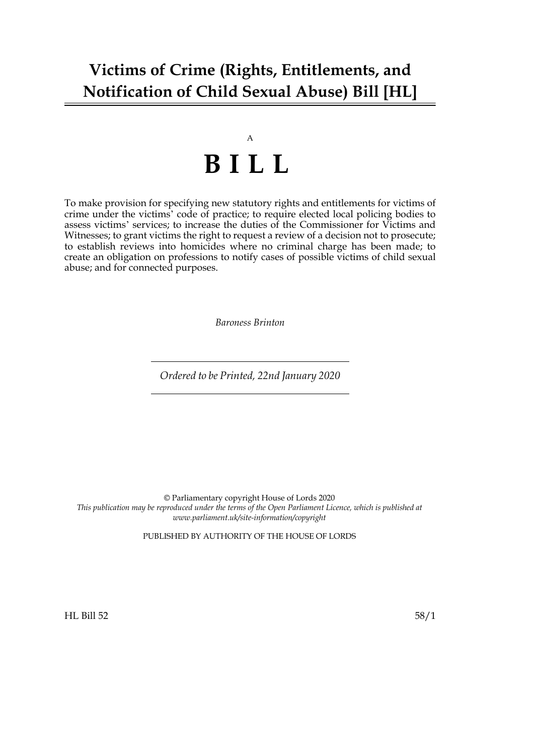# Victims of Crime (Rights, Entitlements, and Notification of Child Sexual Abuse) Bill [HL]

A

# B I L L

To make provision for specifying new statutory rights and entitlements for victims of crime under the victims' code of practice; to require elected local policing bodies to assess victims' services; to increase the duties of the Commissioner for Victims and Witnesses; to grant victims the right to request a review of a decision not to prosecute; to establish reviews into homicides where no criminal charge has been made; to create an obligation on professions to notify cases of possible victims of child sexual abuse; and for connected purposes.

*Baroness Brinton*

---

*Ordered to be Printed, 22nd January 2020*

---

© Parliamentary copyright House of Lords 2020

*This publication may be reproduced under the terms of the Open Parliament Licence, which is published at www.parliament.uk/site-information/copyright*

PUBLISHED BY AUTHORITY OF THE HOUSE OF LORDS

HL Bill 52 58/1